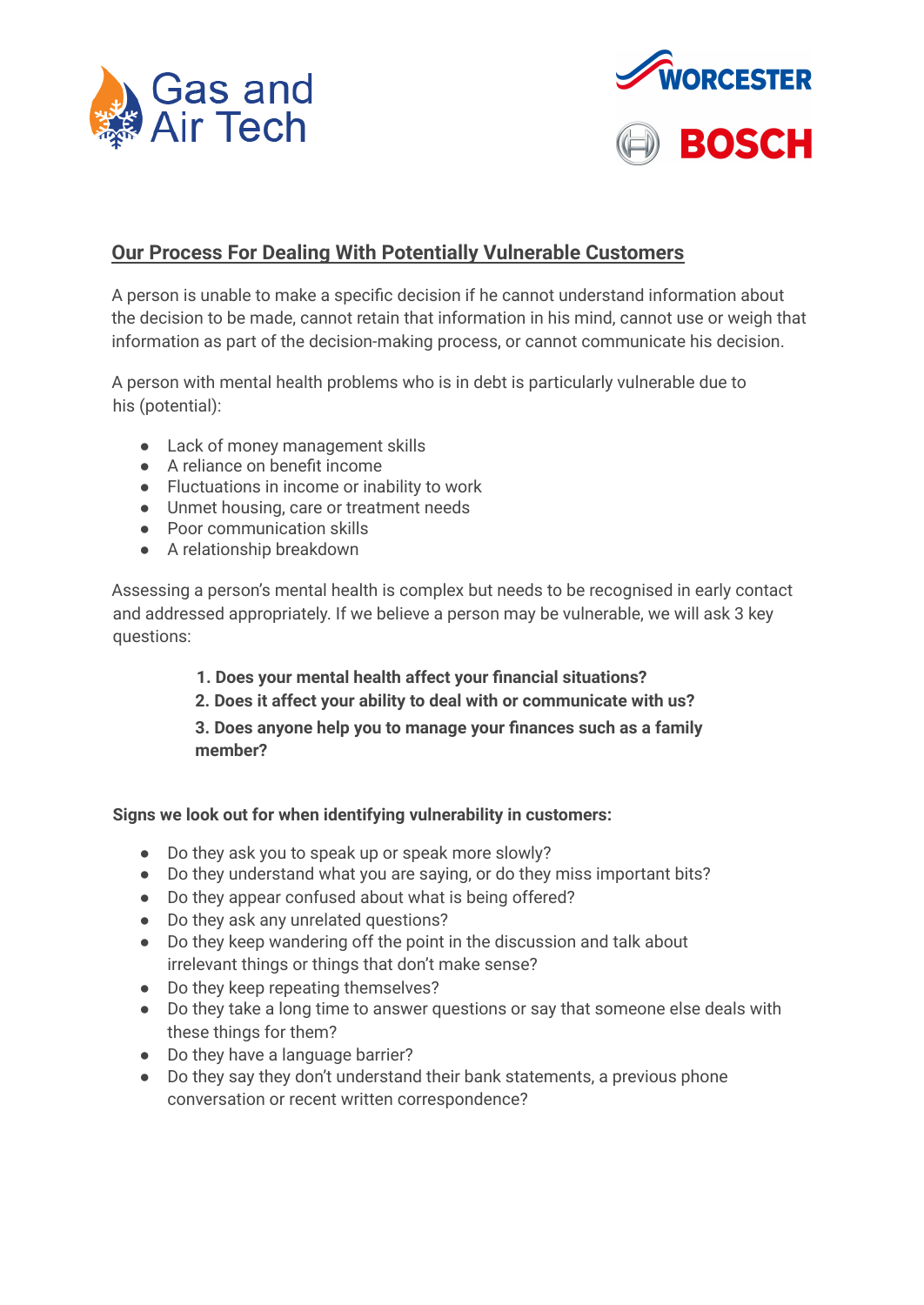Gas and Air Tech

WORCESTER BOSCH

## Our Process For Dealing With Potentially Vulnerable Customers

A person is unable to make a specific decision if he cannot understand information about the decision to be made, cannot retain that information in his mind, cannot use or weigh that information as part of the decision-making process, or cannot communicate his decision.

A person with mental health problems who is in debt is particularly vulnerable due to his (potential):

- Lack of money management skills
- A reliance on benefit income
- Fluctuations in income or inability to work
- Unmet housing, care or treatment needs
- Poor communication skills
- A relationship breakdown

Assessing a person's mental health is complex but needs to be recognised in early contact and addressed appropriately. If we believe a person may be vulnerable, we will ask 3 key questions:

1. **Does your mental health affect your financial situations?**
2. **Does it affect your ability to deal with or communicate with us?**
3. **Does anyone help you to manage your finances such as a family member?**

**Signs we look out for when identifying vulnerability in customers:**

- Do they ask you to speak up or speak more slowly?
- Do they understand what you are saying, or do they miss important bits?
- Do they appear confused about what is being offered?
- Do they ask any unrelated questions?
- Do they keep wandering off the point in the discussion and talk about irrelevant things or things that don't make sense?
- Do they keep repeating themselves?
- Do they take a long time to answer questions or say that someone else deals with these things for them?
- Do they have a language barrier?
- Do they say they don't understand their bank statements, a previous phone conversation or recent written correspondence?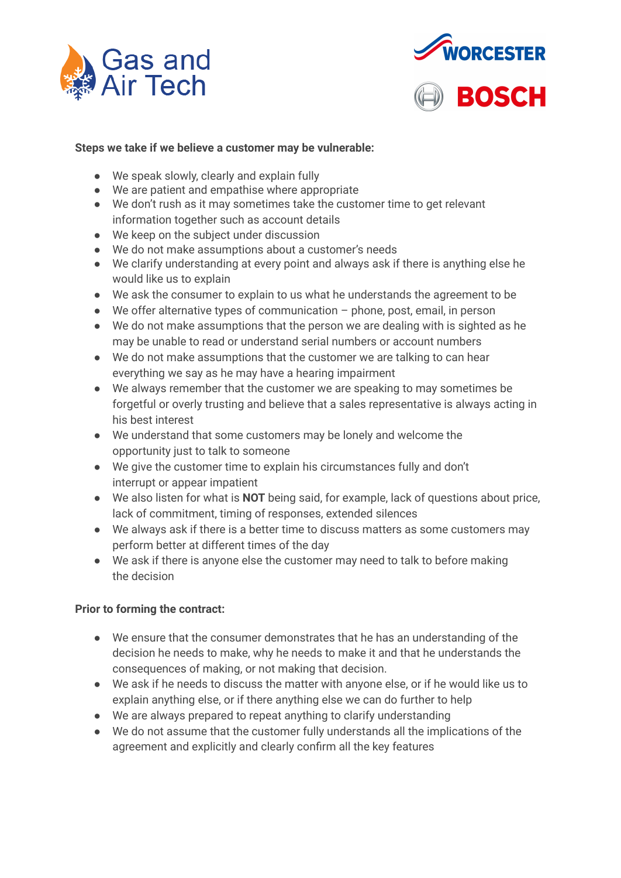**Steps we take if we believe a customer may be vulnerable:**

- We speak slowly, clearly and explain fully
- We are patient and empathise where appropriate
- We don't rush as it may sometimes take the customer time to get relevant information together such as account details
- We keep on the subject under discussion
- We do not make assumptions about a customer's needs
- We clarify understanding at every point and always ask if there is anything else he would like us to explain
- We ask the consumer to explain to us what he understands the agreement to be
- We offer alternative types of communication – phone, post, email, in person
- We do not make assumptions that the person we are dealing with is sighted as he may be unable to read or understand serial numbers or account numbers
- We do not make assumptions that the customer we are talking to can hear everything we say as he may have a hearing impairment
- We always remember that the customer we are speaking to may sometimes be forgetful or overly trusting and believe that a sales representative is always acting in his best interest
- We understand that some customers may be lonely and welcome the opportunity just to talk to someone
- We give the customer time to explain his circumstances fully and don't interrupt or appear impatient
- We also listen for what is **NOT** being said, for example, lack of questions about price, lack of commitment, timing of responses, extended silences
- We always ask if there is a better time to discuss matters as some customers may perform better at different times of the day
- We ask if there is anyone else the customer may need to talk to before making the decision

**Prior to forming the contract:**

- We ensure that the consumer demonstrates that he has an understanding of the decision he needs to make, why he needs to make it and that he understands the consequences of making, or not making that decision.
- We ask if he needs to discuss the matter with anyone else, or if he would like us to explain anything else, or if there anything else we can do further to help
- We are always prepared to repeat anything to clarify understanding
- We do not assume that the customer fully understands all the implications of the agreement and explicitly and clearly confirm all the key features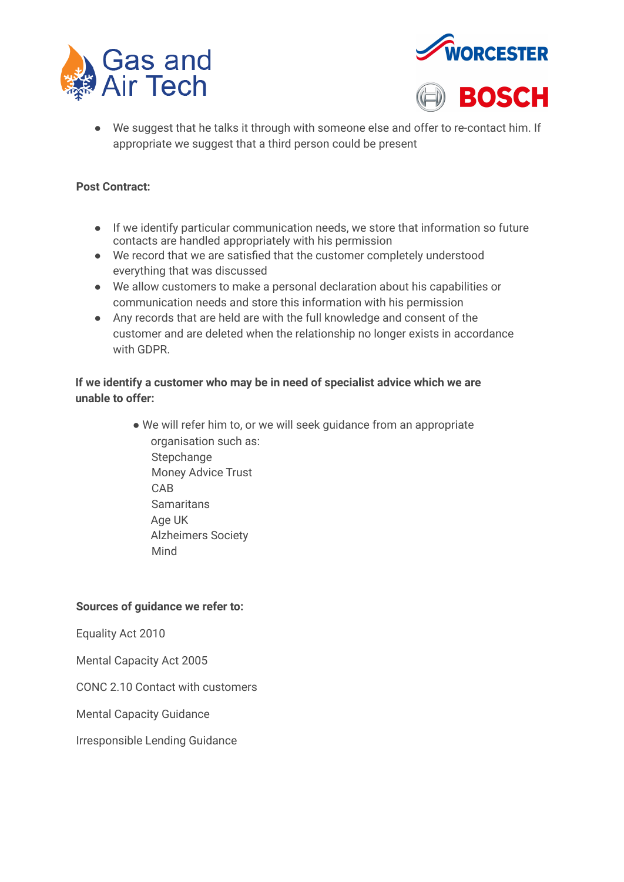- We suggest that he talks it through with someone else and offer to re-contact him. If appropriate we suggest that a third person could be present

**Post Contract:**

- If we identify particular communication needs, we store that information so future contacts are handled appropriately with his permission
- We record that we are satisfied that the customer completely understood everything that was discussed
- We allow customers to make a personal declaration about his capabilities or communication needs and store this information with his permission
- Any records that are held are with the full knowledge and consent of the customer and are deleted when the relationship no longer exists in accordance with GDPR.

**If we identify a customer who may be in need of specialist advice which we are unable to offer:**

- We will refer him to, or we will seek guidance from an appropriate organisation such as:
  Stepchange
  Money Advice Trust
  CAB
  Samaritans
  Age UK
  Alzheimers Society
  Mind

**Sources of guidance we refer to:**

Equality Act 2010

Mental Capacity Act 2005

CONC 2.10 Contact with customers

Mental Capacity Guidance

Irresponsible Lending Guidance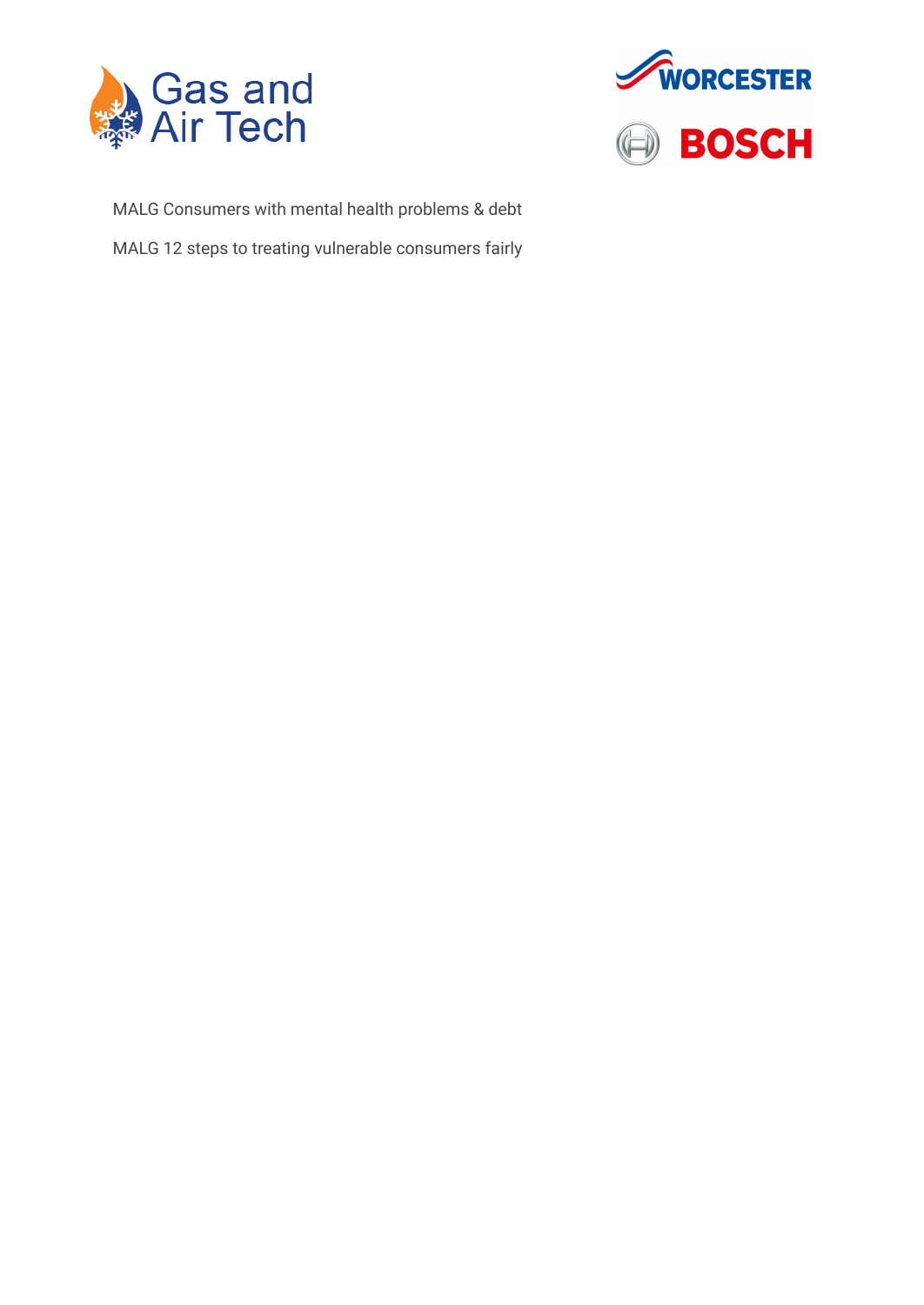MALG Consumers with mental health problems & debt

MALG 12 steps to treating vulnerable consumers fairly